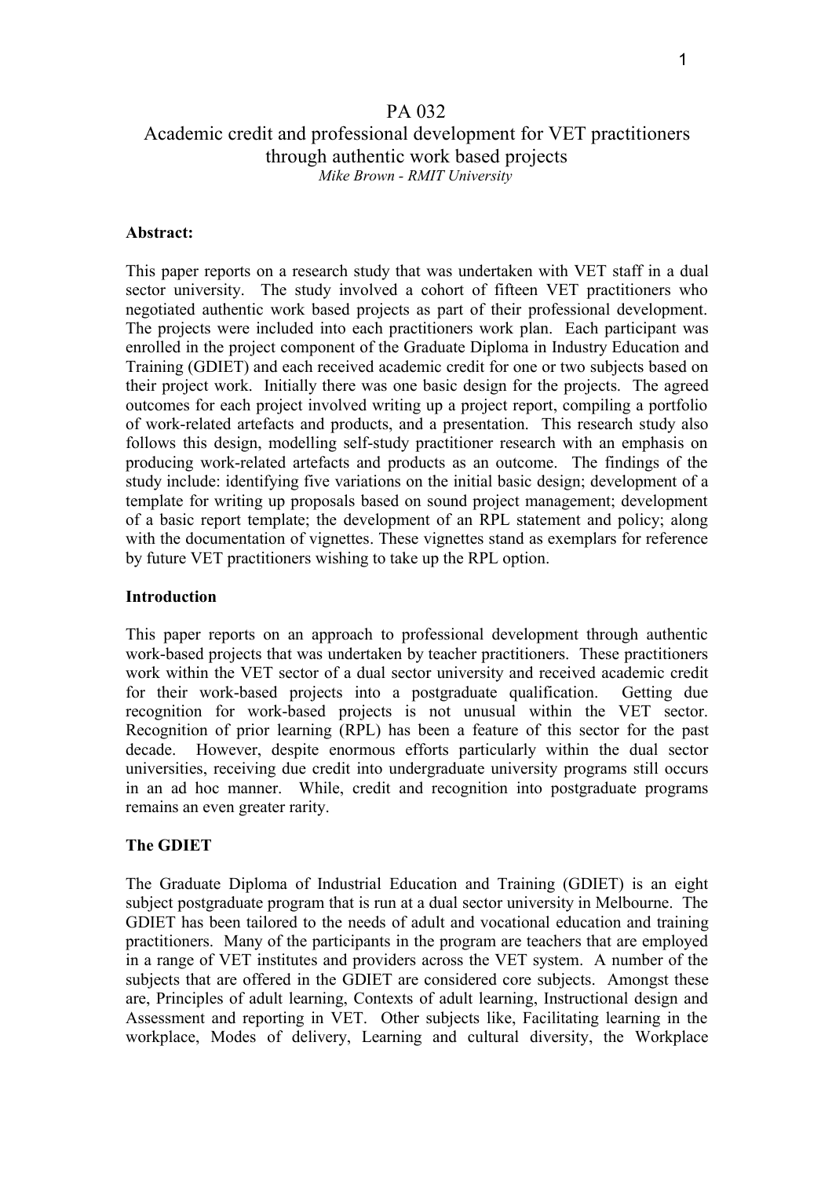# PA 032
# Academic credit and professional development for VET practitioners through authentic work based projects

*Mike Brown - RMIT University*

**Abstract:**

This paper reports on a research study that was undertaken with VET staff in a dual sector university. The study involved a cohort of fifteen VET practitioners who negotiated authentic work based projects as part of their professional development. The projects were included into each practitioners work plan. Each participant was enrolled in the project component of the Graduate Diploma in Industry Education and Training (GDIET) and each received academic credit for one or two subjects based on their project work. Initially there was one basic design for the projects. The agreed outcomes for each project involved writing up a project report, compiling a portfolio of work-related artefacts and products, and a presentation. This research study also follows this design, modelling self-study practitioner research with an emphasis on producing work-related artefacts and products as an outcome. The findings of the study include: identifying five variations on the initial basic design; development of a template for writing up proposals based on sound project management; development of a basic report template; the development of an RPL statement and policy; along with the documentation of vignettes. These vignettes stand as exemplars for reference by future VET practitioners wishing to take up the RPL option.

**Introduction**

This paper reports on an approach to professional development through authentic work-based projects that was undertaken by teacher practitioners. These practitioners work within the VET sector of a dual sector university and received academic credit for their work-based projects into a postgraduate qualification. Getting due recognition for work-based projects is not unusual within the VET sector. Recognition of prior learning (RPL) has been a feature of this sector for the past decade. However, despite enormous efforts particularly within the dual sector universities, receiving due credit into undergraduate university programs still occurs in an ad hoc manner. While, credit and recognition into postgraduate programs remains an even greater rarity.

**The GDIET**

The Graduate Diploma of Industrial Education and Training (GDIET) is an eight subject postgraduate program that is run at a dual sector university in Melbourne. The GDIET has been tailored to the needs of adult and vocational education and training practitioners. Many of the participants in the program are teachers that are employed in a range of VET institutes and providers across the VET system. A number of the subjects that are offered in the GDIET are considered core subjects. Amongst these are, Principles of adult learning, Contexts of adult learning, Instructional design and Assessment and reporting in VET. Other subjects like, Facilitating learning in the workplace, Modes of delivery, Learning and cultural diversity, the Workplace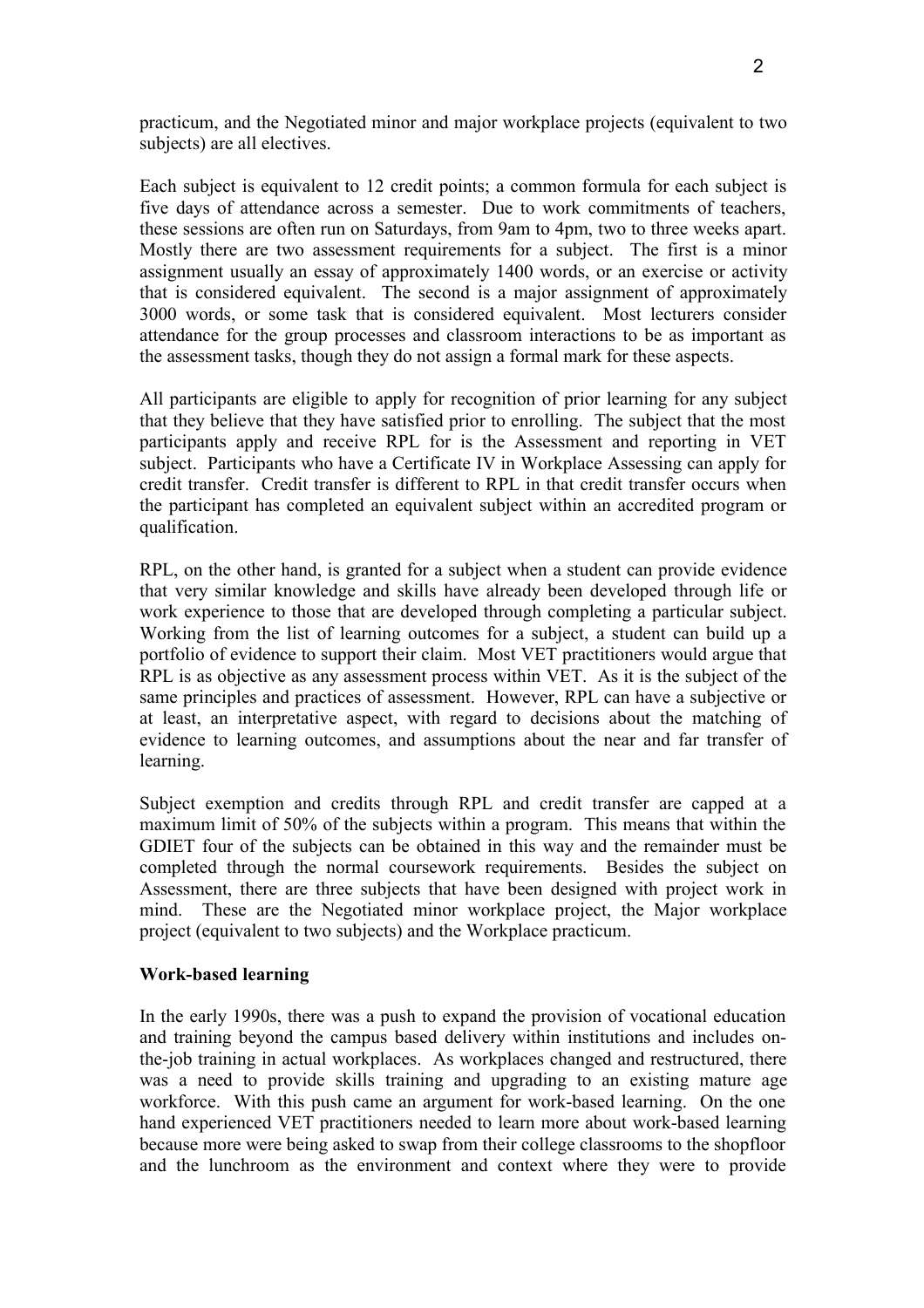practicum, and the Negotiated minor and major workplace projects (equivalent to two subjects) are all electives.

Each subject is equivalent to 12 credit points; a common formula for each subject is five days of attendance across a semester. Due to work commitments of teachers, these sessions are often run on Saturdays, from 9am to 4pm, two to three weeks apart. Mostly there are two assessment requirements for a subject. The first is a minor assignment usually an essay of approximately 1400 words, or an exercise or activity that is considered equivalent. The second is a major assignment of approximately 3000 words, or some task that is considered equivalent. Most lecturers consider attendance for the group processes and classroom interactions to be as important as the assessment tasks, though they do not assign a formal mark for these aspects.

All participants are eligible to apply for recognition of prior learning for any subject that they believe that they have satisfied prior to enrolling. The subject that the most participants apply and receive RPL for is the Assessment and reporting in VET subject. Participants who have a Certificate IV in Workplace Assessing can apply for credit transfer. Credit transfer is different to RPL in that credit transfer occurs when the participant has completed an equivalent subject within an accredited program or qualification.

RPL, on the other hand, is granted for a subject when a student can provide evidence that very similar knowledge and skills have already been developed through life or work experience to those that are developed through completing a particular subject. Working from the list of learning outcomes for a subject, a student can build up a portfolio of evidence to support their claim. Most VET practitioners would argue that RPL is as objective as any assessment process within VET. As it is the subject of the same principles and practices of assessment. However, RPL can have a subjective or at least, an interpretative aspect, with regard to decisions about the matching of evidence to learning outcomes, and assumptions about the near and far transfer of learning.

Subject exemption and credits through RPL and credit transfer are capped at a maximum limit of 50% of the subjects within a program. This means that within the GDIET four of the subjects can be obtained in this way and the remainder must be completed through the normal coursework requirements. Besides the subject on Assessment, there are three subjects that have been designed with project work in mind. These are the Negotiated minor workplace project, the Major workplace project (equivalent to two subjects) and the Workplace practicum.

**Work-based learning**

In the early 1990s, there was a push to expand the provision of vocational education and training beyond the campus based delivery within institutions and includes on-the-job training in actual workplaces. As workplaces changed and restructured, there was a need to provide skills training and upgrading to an existing mature age workforce. With this push came an argument for work-based learning. On the one hand experienced VET practitioners needed to learn more about work-based learning because more were being asked to swap from their college classrooms to the shopfloor and the lunchroom as the environment and context where they were to provide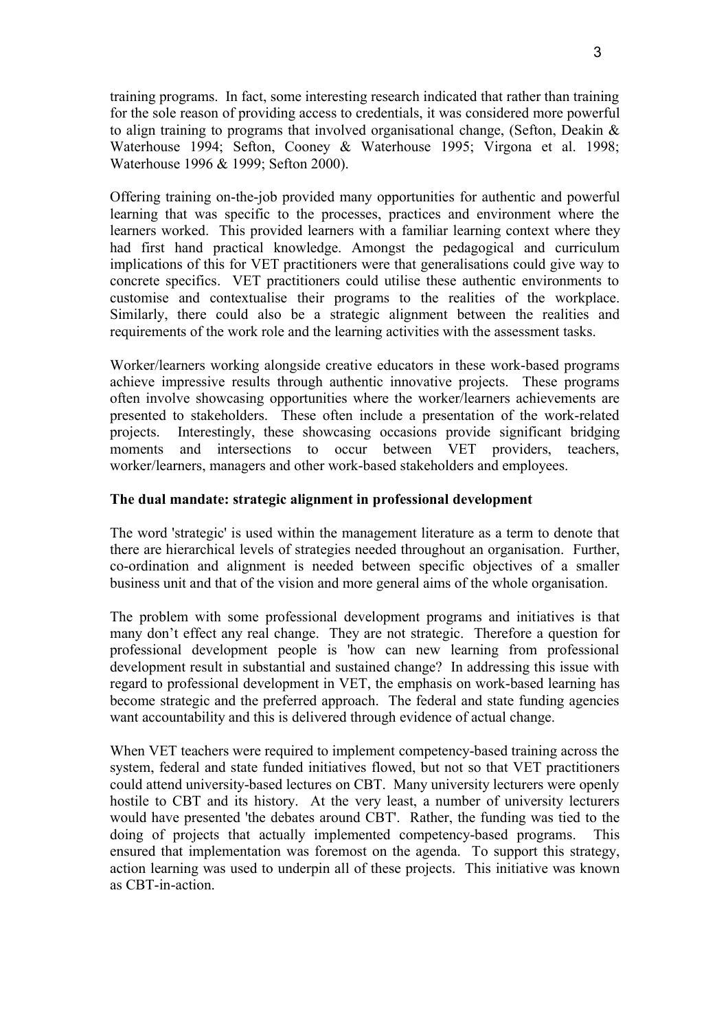training programs. In fact, some interesting research indicated that rather than training for the sole reason of providing access to credentials, it was considered more powerful to align training to programs that involved organisational change, (Sefton, Deakin & Waterhouse 1994; Sefton, Cooney & Waterhouse 1995; Virgona et al. 1998; Waterhouse 1996 & 1999; Sefton 2000).

Offering training on-the-job provided many opportunities for authentic and powerful learning that was specific to the processes, practices and environment where the learners worked. This provided learners with a familiar learning context where they had first hand practical knowledge. Amongst the pedagogical and curriculum implications of this for VET practitioners were that generalisations could give way to concrete specifics. VET practitioners could utilise these authentic environments to customise and contextualise their programs to the realities of the workplace. Similarly, there could also be a strategic alignment between the realities and requirements of the work role and the learning activities with the assessment tasks.

Worker/learners working alongside creative educators in these work-based programs achieve impressive results through authentic innovative projects. These programs often involve showcasing opportunities where the worker/learners achievements are presented to stakeholders. These often include a presentation of the work-related projects. Interestingly, these showcasing occasions provide significant bridging moments and intersections to occur between VET providers, teachers, worker/learners, managers and other work-based stakeholders and employees.

**The dual mandate: strategic alignment in professional development**

The word 'strategic' is used within the management literature as a term to denote that there are hierarchical levels of strategies needed throughout an organisation. Further, co-ordination and alignment is needed between specific objectives of a smaller business unit and that of the vision and more general aims of the whole organisation.

The problem with some professional development programs and initiatives is that many don't effect any real change. They are not strategic. Therefore a question for professional development people is 'how can new learning from professional development result in substantial and sustained change? In addressing this issue with regard to professional development in VET, the emphasis on work-based learning has become strategic and the preferred approach. The federal and state funding agencies want accountability and this is delivered through evidence of actual change.

When VET teachers were required to implement competency-based training across the system, federal and state funded initiatives flowed, but not so that VET practitioners could attend university-based lectures on CBT. Many university lecturers were openly hostile to CBT and its history. At the very least, a number of university lecturers would have presented 'the debates around CBT'. Rather, the funding was tied to the doing of projects that actually implemented competency-based programs. This ensured that implementation was foremost on the agenda. To support this strategy, action learning was used to underpin all of these projects. This initiative was known as CBT-in-action.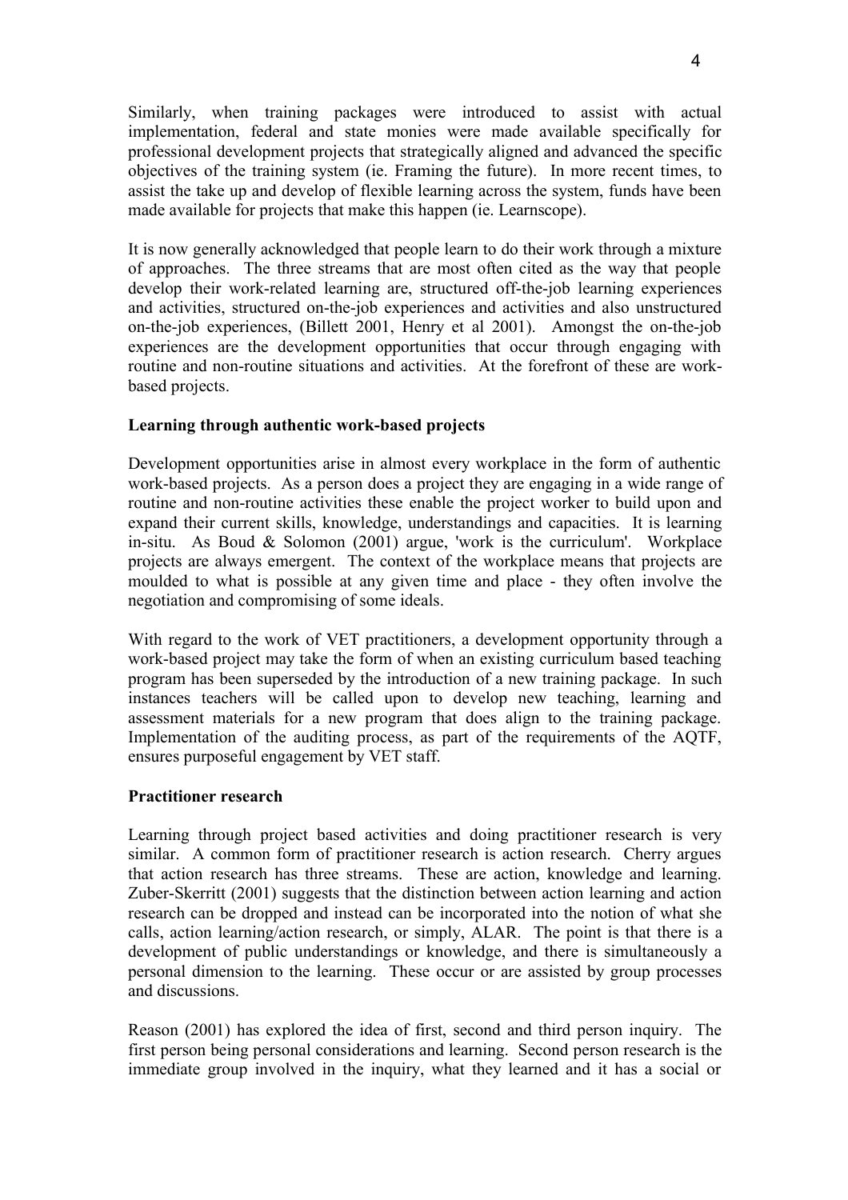Similarly, when training packages were introduced to assist with actual implementation, federal and state monies were made available specifically for professional development projects that strategically aligned and advanced the specific objectives of the training system (ie. Framing the future). In more recent times, to assist the take up and develop of flexible learning across the system, funds have been made available for projects that make this happen (ie. Learnscope).

It is now generally acknowledged that people learn to do their work through a mixture of approaches. The three streams that are most often cited as the way that people develop their work-related learning are, structured off-the-job learning experiences and activities, structured on-the-job experiences and activities and also unstructured on-the-job experiences, (Billett 2001, Henry et al 2001). Amongst the on-the-job experiences are the development opportunities that occur through engaging with routine and non-routine situations and activities. At the forefront of these are work-based projects.

**Learning through authentic work-based projects**

Development opportunities arise in almost every workplace in the form of authentic work-based projects. As a person does a project they are engaging in a wide range of routine and non-routine activities these enable the project worker to build upon and expand their current skills, knowledge, understandings and capacities. It is learning in-situ. As Boud & Solomon (2001) argue, 'work is the curriculum'. Workplace projects are always emergent. The context of the workplace means that projects are moulded to what is possible at any given time and place - they often involve the negotiation and compromising of some ideals.

With regard to the work of VET practitioners, a development opportunity through a work-based project may take the form of when an existing curriculum based teaching program has been superseded by the introduction of a new training package. In such instances teachers will be called upon to develop new teaching, learning and assessment materials for a new program that does align to the training package. Implementation of the auditing process, as part of the requirements of the AQTF, ensures purposeful engagement by VET staff.

**Practitioner research**

Learning through project based activities and doing practitioner research is very similar. A common form of practitioner research is action research. Cherry argues that action research has three streams. These are action, knowledge and learning. Zuber-Skerritt (2001) suggests that the distinction between action learning and action research can be dropped and instead can be incorporated into the notion of what she calls, action learning/action research, or simply, ALAR. The point is that there is a development of public understandings or knowledge, and there is simultaneously a personal dimension to the learning. These occur or are assisted by group processes and discussions.

Reason (2001) has explored the idea of first, second and third person inquiry. The first person being personal considerations and learning. Second person research is the immediate group involved in the inquiry, what they learned and it has a social or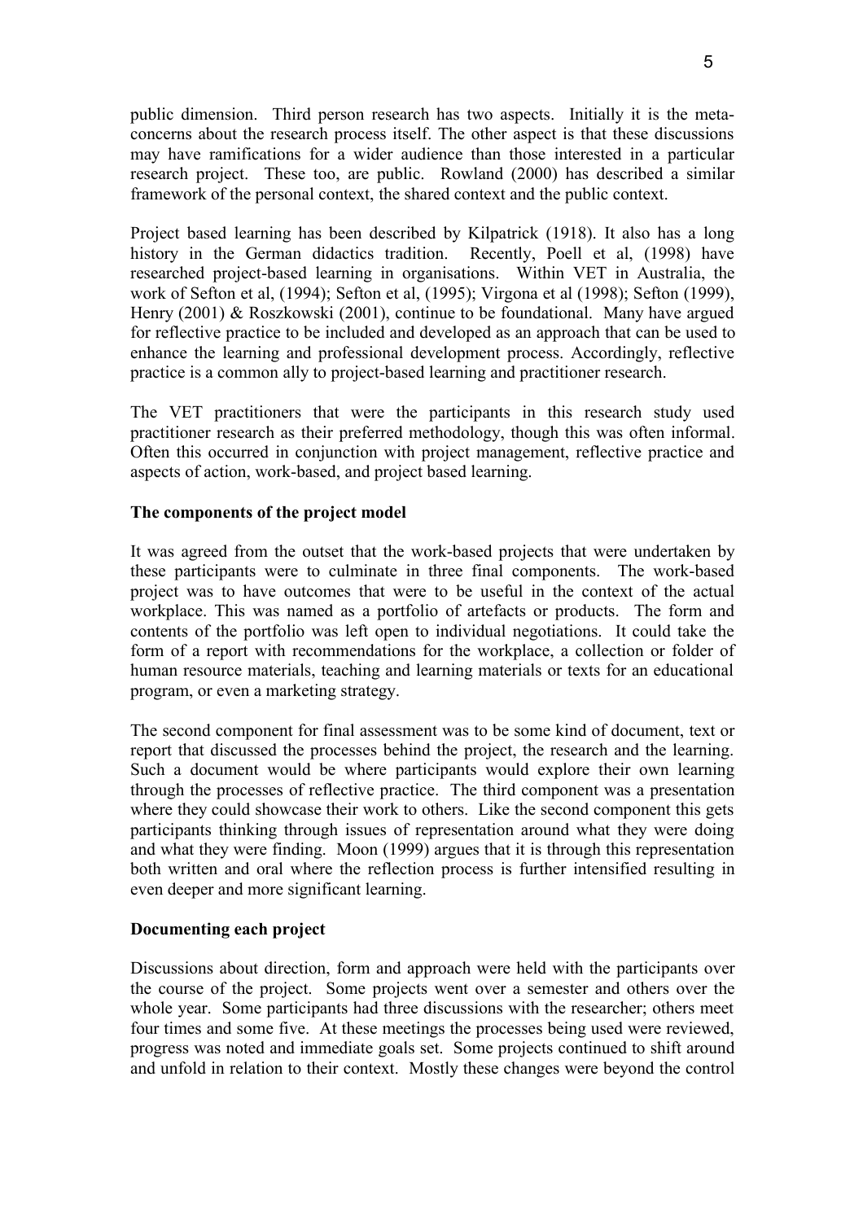public dimension. Third person research has two aspects. Initially it is the meta-concerns about the research process itself. The other aspect is that these discussions may have ramifications for a wider audience than those interested in a particular research project. These too, are public. Rowland (2000) has described a similar framework of the personal context, the shared context and the public context.

Project based learning has been described by Kilpatrick (1918). It also has a long history in the German didactics tradition. Recently, Poell et al, (1998) have researched project-based learning in organisations. Within VET in Australia, the work of Sefton et al, (1994); Sefton et al, (1995); Virgona et al (1998); Sefton (1999), Henry (2001) & Roszkowski (2001), continue to be foundational. Many have argued for reflective practice to be included and developed as an approach that can be used to enhance the learning and professional development process. Accordingly, reflective practice is a common ally to project-based learning and practitioner research.

The VET practitioners that were the participants in this research study used practitioner research as their preferred methodology, though this was often informal. Often this occurred in conjunction with project management, reflective practice and aspects of action, work-based, and project based learning.

**The components of the project model**

It was agreed from the outset that the work-based projects that were undertaken by these participants were to culminate in three final components. The work-based project was to have outcomes that were to be useful in the context of the actual workplace. This was named as a portfolio of artefacts or products. The form and contents of the portfolio was left open to individual negotiations. It could take the form of a report with recommendations for the workplace, a collection or folder of human resource materials, teaching and learning materials or texts for an educational program, or even a marketing strategy.

The second component for final assessment was to be some kind of document, text or report that discussed the processes behind the project, the research and the learning. Such a document would be where participants would explore their own learning through the processes of reflective practice. The third component was a presentation where they could showcase their work to others. Like the second component this gets participants thinking through issues of representation around what they were doing and what they were finding. Moon (1999) argues that it is through this representation both written and oral where the reflection process is further intensified resulting in even deeper and more significant learning.

**Documenting each project**

Discussions about direction, form and approach were held with the participants over the course of the project. Some projects went over a semester and others over the whole year. Some participants had three discussions with the researcher; others meet four times and some five. At these meetings the processes being used were reviewed, progress was noted and immediate goals set. Some projects continued to shift around and unfold in relation to their context. Mostly these changes were beyond the control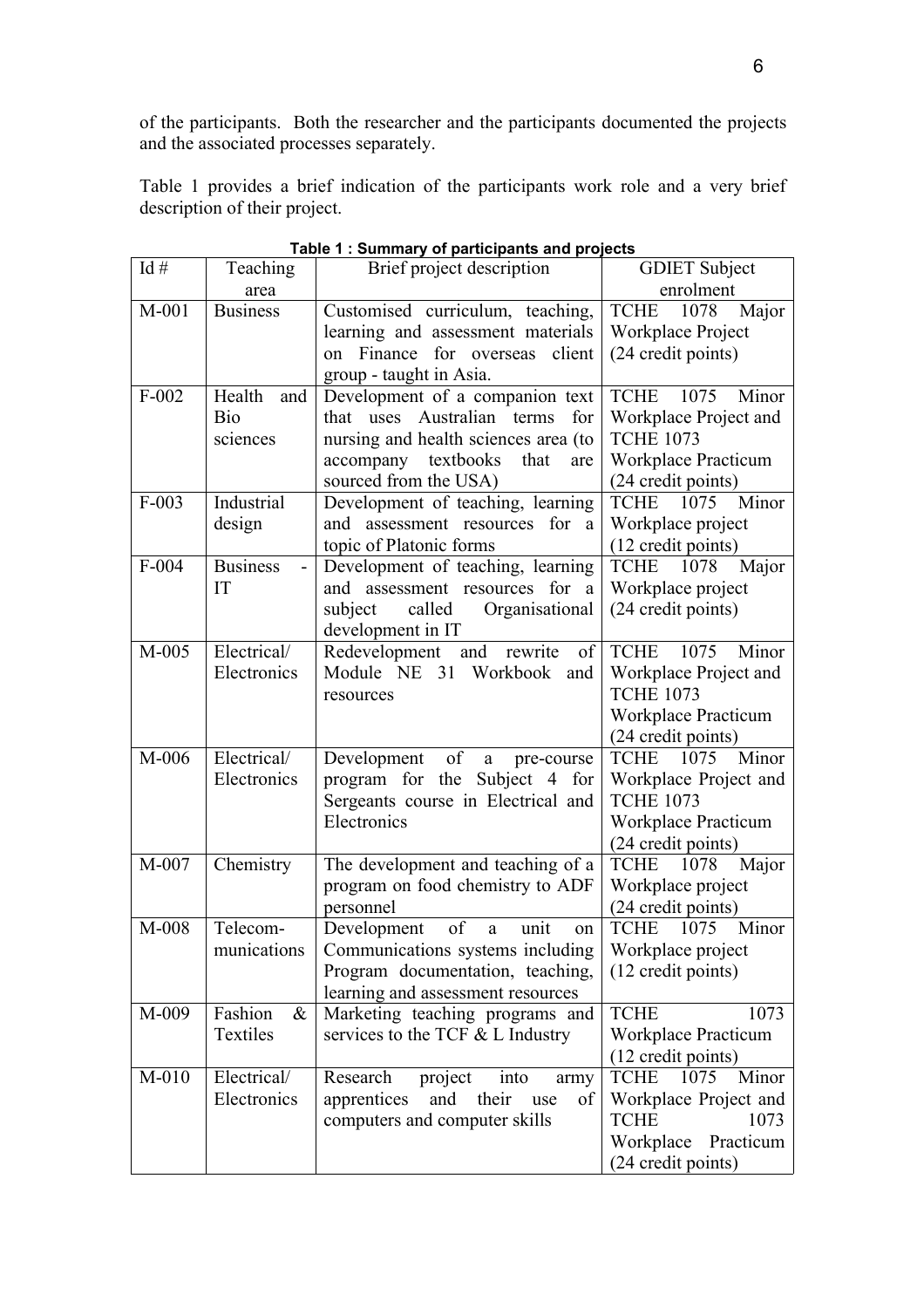of the participants. Both the researcher and the participants documented the projects and the associated processes separately.

Table 1 provides a brief indication of the participants work role and a very brief description of their project.

**Table 1 : Summary of participants and projects**

| Id # | Teaching area | Brief project description | GDIET Subject enrolment |
|---|---|---|---|
| M-001 | Business | Customised curriculum, teaching, learning and assessment materials on Finance for overseas client group - taught in Asia. | TCHE 1078 Major Workplace Project (24 credit points) |
| F-002 | Health and Bio sciences | Development of a companion text that uses Australian terms for nursing and health sciences area (to accompany textbooks that are sourced from the USA) | TCHE 1075 Minor Workplace Project and TCHE 1073 Workplace Practicum (24 credit points) |
| F-003 | Industrial design | Development of teaching, learning and assessment resources for a topic of Platonic forms | TCHE 1075 Minor Workplace project (12 credit points) |
| F-004 | Business - IT | Development of teaching, learning and assessment resources for a subject called Organisational development in IT | TCHE 1078 Major Workplace project (24 credit points) |
| M-005 | Electrical/ Electronics | Redevelopment and rewrite of Module NE 31 Workbook and resources | TCHE 1075 Minor Workplace Project and TCHE 1073 Workplace Practicum (24 credit points) |
| M-006 | Electrical/ Electronics | Development of a pre-course program for the Subject 4 for Sergeants course in Electrical and Electronics | TCHE 1075 Minor Workplace Project and TCHE 1073 Workplace Practicum (24 credit points) |
| M-007 | Chemistry | The development and teaching of a program on food chemistry to ADF personnel | TCHE 1078 Major Workplace project (24 credit points) |
| M-008 | Telecom-munications | Development of a unit on Communications systems including Program documentation, teaching, learning and assessment resources | TCHE 1075 Minor Workplace project (12 credit points) |
| M-009 | Fashion & Textiles | Marketing teaching programs and services to the TCF & L Industry | TCHE 1073 Workplace Practicum (12 credit points) |
| M-010 | Electrical/ Electronics | Research project into army apprentices and their use of computers and computer skills | TCHE 1075 Minor Workplace Project and TCHE 1073 Workplace Practicum (24 credit points) |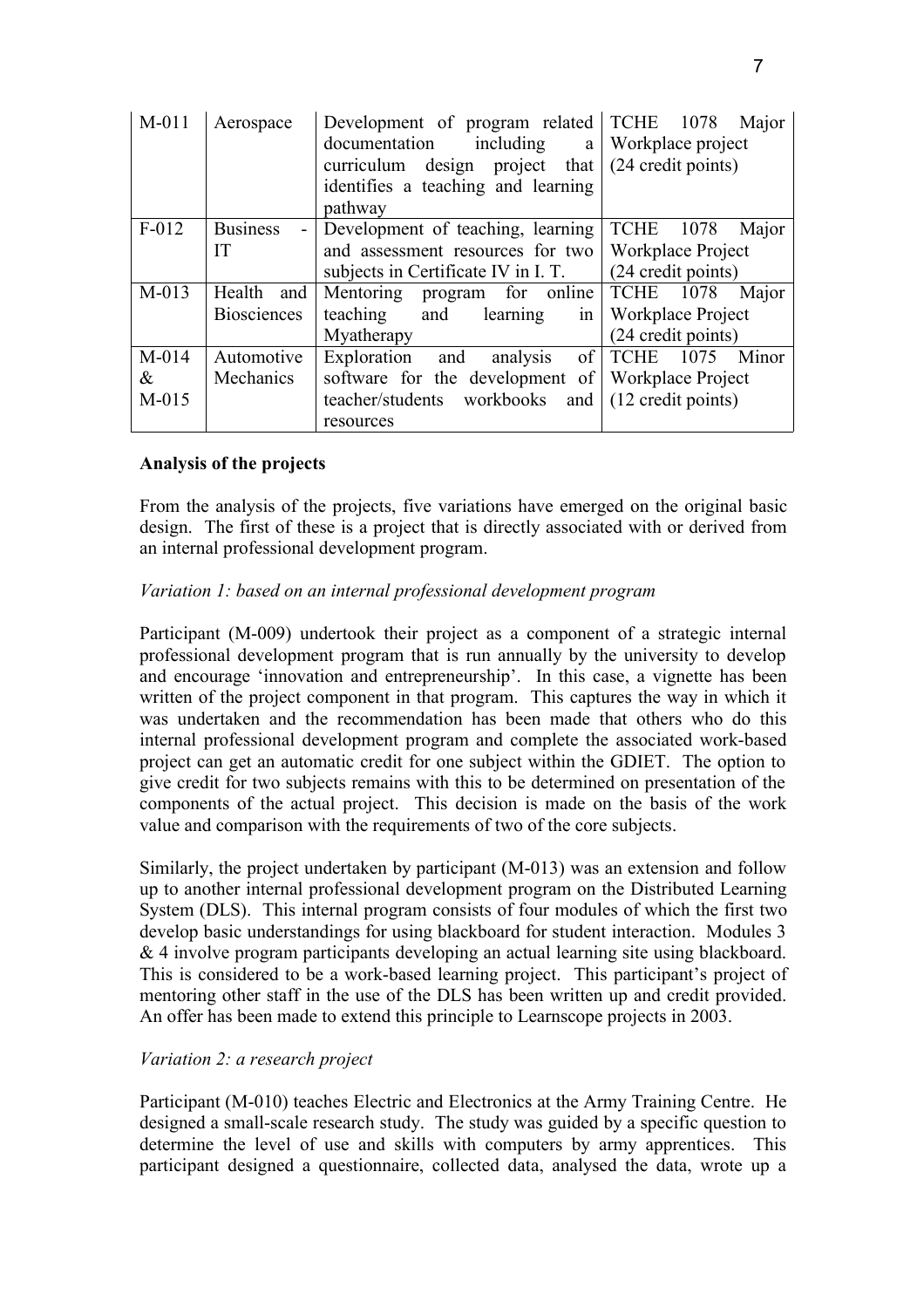| M-011 | Aerospace | Development of program related documentation including a curriculum design project that identifies a teaching and learning pathway | TCHE 1078 Major Workplace project (24 credit points) |
|---|---|---|---|
| F-012 | Business - IT | Development of teaching, learning and assessment resources for two subjects in Certificate IV in I. T. | TCHE 1078 Major Workplace Project (24 credit points) |
| M-013 | Health and Biosciences | Mentoring program for online teaching and learning in Myatherapy | TCHE 1078 Major Workplace Project (24 credit points) |
| M-014 & M-015 | Automotive Mechanics | Exploration and analysis of software for the development of teacher/students workbooks and resources | TCHE 1075 Minor Workplace Project (12 credit points) |

**Analysis of the projects**

From the analysis of the projects, five variations have emerged on the original basic design. The first of these is a project that is directly associated with or derived from an internal professional development program.

*Variation 1: based on an internal professional development program*

Participant (M-009) undertook their project as a component of a strategic internal professional development program that is run annually by the university to develop and encourage 'innovation and entrepreneurship'. In this case, a vignette has been written of the project component in that program. This captures the way in which it was undertaken and the recommendation has been made that others who do this internal professional development program and complete the associated work-based project can get an automatic credit for one subject within the GDIET. The option to give credit for two subjects remains with this to be determined on presentation of the components of the actual project. This decision is made on the basis of the work value and comparison with the requirements of two of the core subjects.

Similarly, the project undertaken by participant (M-013) was an extension and follow up to another internal professional development program on the Distributed Learning System (DLS). This internal program consists of four modules of which the first two develop basic understandings for using blackboard for student interaction. Modules 3 & 4 involve program participants developing an actual learning site using blackboard. This is considered to be a work-based learning project. This participant's project of mentoring other staff in the use of the DLS has been written up and credit provided. An offer has been made to extend this principle to Learnscope projects in 2003.

*Variation 2: a research project*

Participant (M-010) teaches Electric and Electronics at the Army Training Centre. He designed a small-scale research study. The study was guided by a specific question to determine the level of use and skills with computers by army apprentices. This participant designed a questionnaire, collected data, analysed the data, wrote up a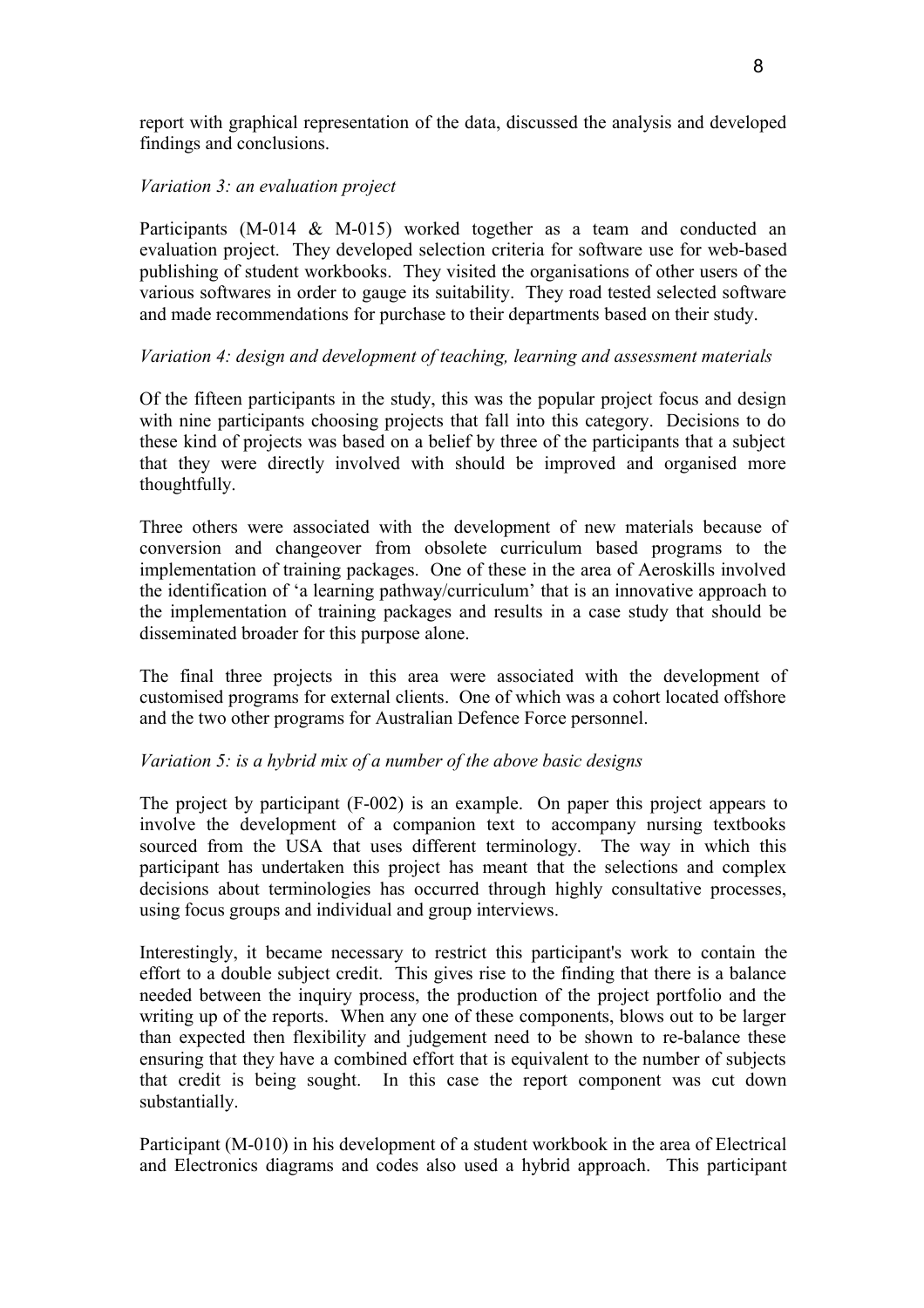report with graphical representation of the data, discussed the analysis and developed findings and conclusions.

*Variation 3: an evaluation project*

Participants (M-014 & M-015) worked together as a team and conducted an evaluation project. They developed selection criteria for software use for web-based publishing of student workbooks. They visited the organisations of other users of the various softwares in order to gauge its suitability. They road tested selected software and made recommendations for purchase to their departments based on their study.

*Variation 4: design and development of teaching, learning and assessment materials*

Of the fifteen participants in the study, this was the popular project focus and design with nine participants choosing projects that fall into this category. Decisions to do these kind of projects was based on a belief by three of the participants that a subject that they were directly involved with should be improved and organised more thoughtfully.

Three others were associated with the development of new materials because of conversion and changeover from obsolete curriculum based programs to the implementation of training packages. One of these in the area of Aeroskills involved the identification of 'a learning pathway/curriculum' that is an innovative approach to the implementation of training packages and results in a case study that should be disseminated broader for this purpose alone.

The final three projects in this area were associated with the development of customised programs for external clients. One of which was a cohort located offshore and the two other programs for Australian Defence Force personnel.

*Variation 5: is a hybrid mix of a number of the above basic designs*

The project by participant (F-002) is an example. On paper this project appears to involve the development of a companion text to accompany nursing textbooks sourced from the USA that uses different terminology. The way in which this participant has undertaken this project has meant that the selections and complex decisions about terminologies has occurred through highly consultative processes, using focus groups and individual and group interviews.

Interestingly, it became necessary to restrict this participant's work to contain the effort to a double subject credit. This gives rise to the finding that there is a balance needed between the inquiry process, the production of the project portfolio and the writing up of the reports. When any one of these components, blows out to be larger than expected then flexibility and judgement need to be shown to re-balance these ensuring that they have a combined effort that is equivalent to the number of subjects that credit is being sought. In this case the report component was cut down substantially.

Participant (M-010) in his development of a student workbook in the area of Electrical and Electronics diagrams and codes also used a hybrid approach. This participant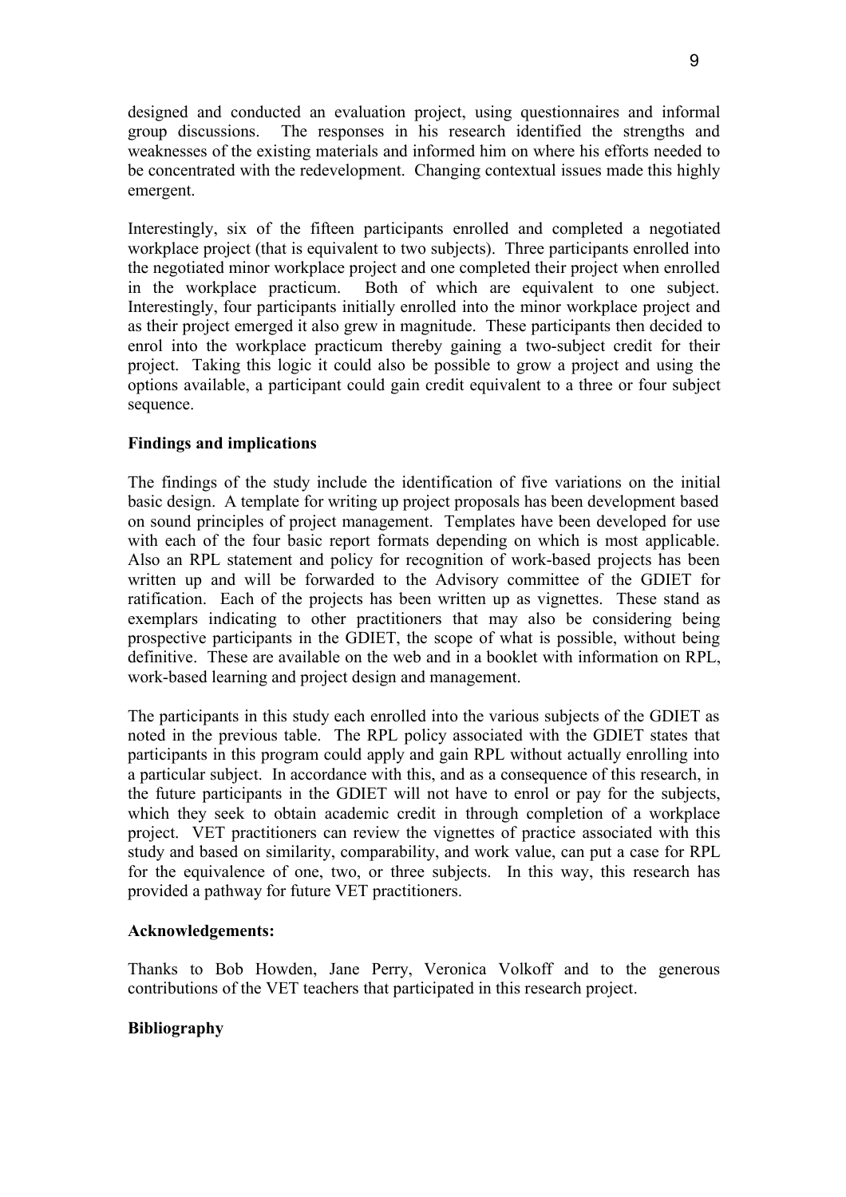designed and conducted an evaluation project, using questionnaires and informal group discussions. The responses in his research identified the strengths and weaknesses of the existing materials and informed him on where his efforts needed to be concentrated with the redevelopment. Changing contextual issues made this highly emergent.

Interestingly, six of the fifteen participants enrolled and completed a negotiated workplace project (that is equivalent to two subjects). Three participants enrolled into the negotiated minor workplace project and one completed their project when enrolled in the workplace practicum. Both of which are equivalent to one subject. Interestingly, four participants initially enrolled into the minor workplace project and as their project emerged it also grew in magnitude. These participants then decided to enrol into the workplace practicum thereby gaining a two-subject credit for their project. Taking this logic it could also be possible to grow a project and using the options available, a participant could gain credit equivalent to a three or four subject sequence.

**Findings and implications**

The findings of the study include the identification of five variations on the initial basic design. A template for writing up project proposals has been development based on sound principles of project management. Templates have been developed for use with each of the four basic report formats depending on which is most applicable. Also an RPL statement and policy for recognition of work-based projects has been written up and will be forwarded to the Advisory committee of the GDIET for ratification. Each of the projects has been written up as vignettes. These stand as exemplars indicating to other practitioners that may also be considering being prospective participants in the GDIET, the scope of what is possible, without being definitive. These are available on the web and in a booklet with information on RPL, work-based learning and project design and management.

The participants in this study each enrolled into the various subjects of the GDIET as noted in the previous table. The RPL policy associated with the GDIET states that participants in this program could apply and gain RPL without actually enrolling into a particular subject. In accordance with this, and as a consequence of this research, in the future participants in the GDIET will not have to enrol or pay for the subjects, which they seek to obtain academic credit in through completion of a workplace project. VET practitioners can review the vignettes of practice associated with this study and based on similarity, comparability, and work value, can put a case for RPL for the equivalence of one, two, or three subjects. In this way, this research has provided a pathway for future VET practitioners.

**Acknowledgements:**

Thanks to Bob Howden, Jane Perry, Veronica Volkoff and to the generous contributions of the VET teachers that participated in this research project.

**Bibliography**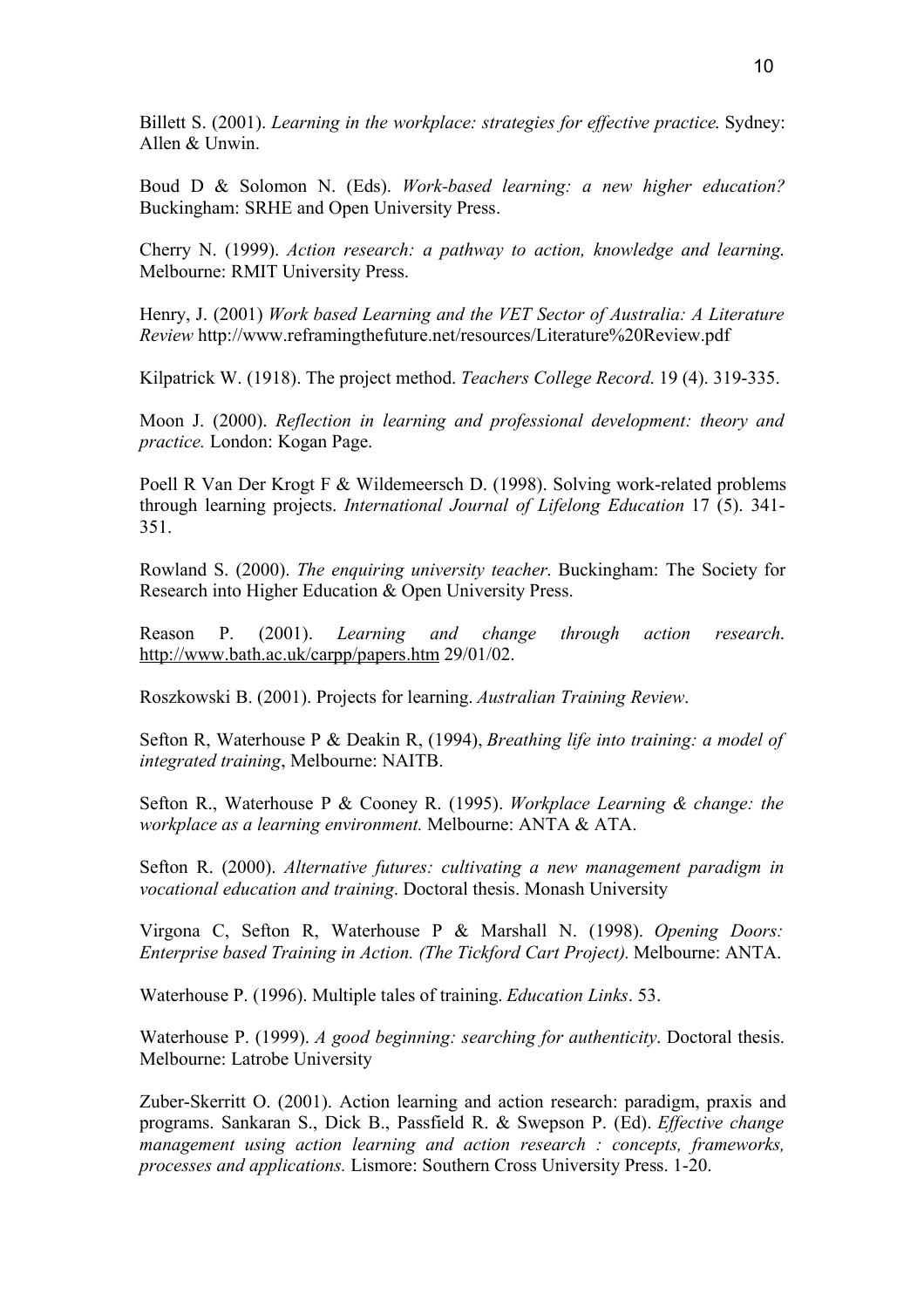Billett S. (2001). *Learning in the workplace: strategies for effective practice.* Sydney: Allen & Unwin.

Boud D & Solomon N. (Eds). *Work-based learning: a new higher education?* Buckingham: SRHE and Open University Press.

Cherry N. (1999). *Action research: a pathway to action, knowledge and learning.* Melbourne: RMIT University Press.

Henry, J. (2001) *Work based Learning and the VET Sector of Australia: A Literature Review* http://www.reframingthefuture.net/resources/Literature%20Review.pdf

Kilpatrick W. (1918). The project method. *Teachers College Record*. 19 (4). 319-335.

Moon J. (2000). *Reflection in learning and professional development: theory and practice.* London: Kogan Page.

Poell R Van Der Krogt F & Wildemeersch D. (1998). Solving work-related problems through learning projects. *International Journal of Lifelong Education* 17 (5). 341-351.

Rowland S. (2000). *The enquiring university teacher*. Buckingham: The Society for Research into Higher Education & Open University Press.

Reason P. (2001). *Learning and change through action research*. http://www.bath.ac.uk/carpp/papers.htm 29/01/02.

Roszkowski B. (2001). Projects for learning. *Australian Training Review*.

Sefton R, Waterhouse P & Deakin R, (1994), *Breathing life into training: a model of integrated training*, Melbourne: NAITB.

Sefton R., Waterhouse P & Cooney R. (1995). *Workplace Learning & change: the workplace as a learning environment.* Melbourne: ANTA & ATA.

Sefton R. (2000). *Alternative futures: cultivating a new management paradigm in vocational education and training*. Doctoral thesis. Monash University

Virgona C, Sefton R, Waterhouse P & Marshall N. (1998). *Opening Doors: Enterprise based Training in Action. (The Tickford Cart Project).* Melbourne: ANTA.

Waterhouse P. (1996). Multiple tales of training. *Education Links*. 53.

Waterhouse P. (1999). *A good beginning: searching for authenticity*. Doctoral thesis. Melbourne: Latrobe University

Zuber-Skerritt O. (2001). Action learning and action research: paradigm, praxis and programs. Sankaran S., Dick B., Passfield R. & Swepson P. (Ed). *Effective change management using action learning and action research : concepts, frameworks, processes and applications.* Lismore: Southern Cross University Press. 1-20.